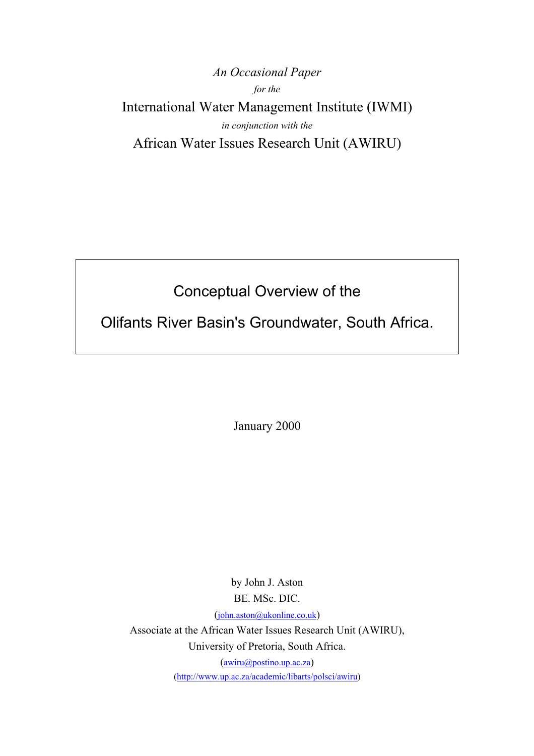*An Occasional Paper*

*for the*

International Water Management Institute (IWMI)

*in conjunction with the*

African Water Issues Research Unit (AWIRU)

# Conceptual Overview of the Olifants River Basin's Groundwater, South Africa.

January 2000

by John J. Aston

BE. MSc. DIC.

(john.aston@ukonline.co.uk)

Associate at the African Water Issues Research Unit (AWIRU),

University of Pretoria, South Africa.

(awiru@postino.up.ac.za)

(http://www.up.ac.za/academic/libarts/polsci/awiru)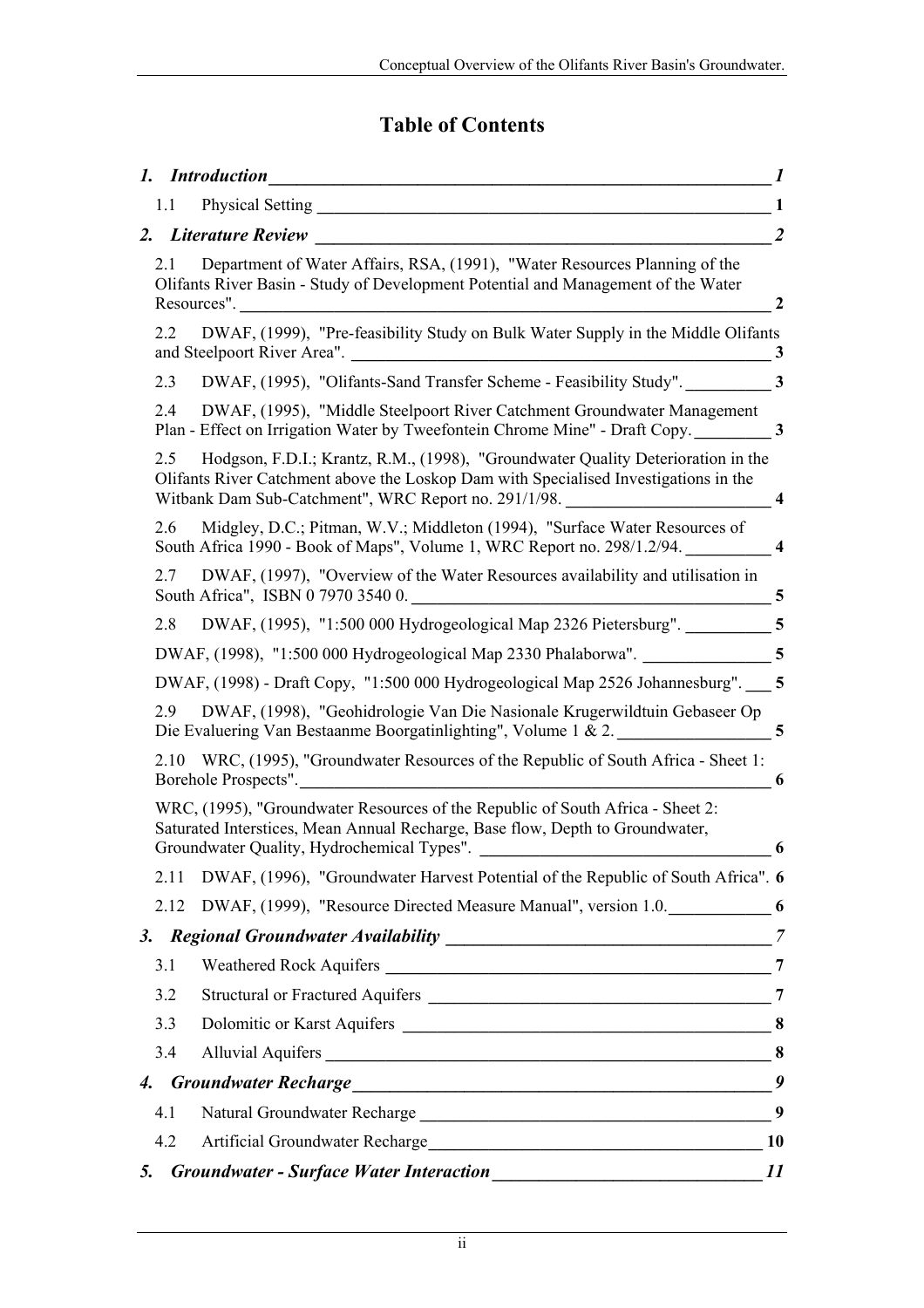# Table of Contents

***1. Introduction*** ***1***

1.1 Physical Setting **1**

***2. Literature Review*** ***2***

2.1 Department of Water Affairs, RSA, (1991), "Water Resources Planning of the Olifants River Basin - Study of Development Potential and Management of the Water Resources". **2**

2.2 DWAF, (1999), "Pre-feasibility Study on Bulk Water Supply in the Middle Olifants and Steelpoort River Area". **3**

2.3 DWAF, (1995), "Olifants-Sand Transfer Scheme - Feasibility Study". **3**

2.4 DWAF, (1995), "Middle Steelpoort River Catchment Groundwater Management Plan - Effect on Irrigation Water by Tweefontein Chrome Mine" - Draft Copy. **3**

2.5 Hodgson, F.D.I.; Krantz, R.M., (1998), "Groundwater Quality Deterioration in the Olifants River Catchment above the Loskop Dam with Specialised Investigations in the Witbank Dam Sub-Catchment", WRC Report no. 291/1/98. **4**

2.6 Midgley, D.C.; Pitman, W.V.; Middleton (1994), "Surface Water Resources of South Africa 1990 - Book of Maps", Volume 1, WRC Report no. 298/1.2/94. **4**

2.7 DWAF, (1997), "Overview of the Water Resources availability and utilisation in South Africa", ISBN 0 7970 3540 0. **5**

2.8 DWAF, (1995), "1:500 000 Hydrogeological Map 2326 Pietersburg". **5**

DWAF, (1998), "1:500 000 Hydrogeological Map 2330 Phalaborwa". **5**

DWAF, (1998) - Draft Copy, "1:500 000 Hydrogeological Map 2526 Johannesburg". **5**

2.9 DWAF, (1998), "Geohidrologie Van Die Nasionale Krugerwildtuin Gebaseer Op Die Evaluering Van Bestaanme Boorgatinlighting", Volume 1 & 2. **5**

2.10 WRC, (1995), "Groundwater Resources of the Republic of South Africa - Sheet 1: Borehole Prospects". **6**

WRC, (1995), "Groundwater Resources of the Republic of South Africa - Sheet 2: Saturated Interstices, Mean Annual Recharge, Base flow, Depth to Groundwater, Groundwater Quality, Hydrochemical Types". **6**

2.11 DWAF, (1996), "Groundwater Harvest Potential of the Republic of South Africa". **6**

2.12 DWAF, (1999), "Resource Directed Measure Manual", version 1.0. **6**

***3. Regional Groundwater Availability*** ***7***

3.1 Weathered Rock Aquifers **7**

3.2 Structural or Fractured Aquifers **7**

3.3 Dolomitic or Karst Aquifers **8**

3.4 Alluvial Aquifers **8**

***4. Groundwater Recharge*** ***9***

4.1 Natural Groundwater Recharge **9**

4.2 Artificial Groundwater Recharge **10**

***5. Groundwater - Surface Water Interaction*** ***11***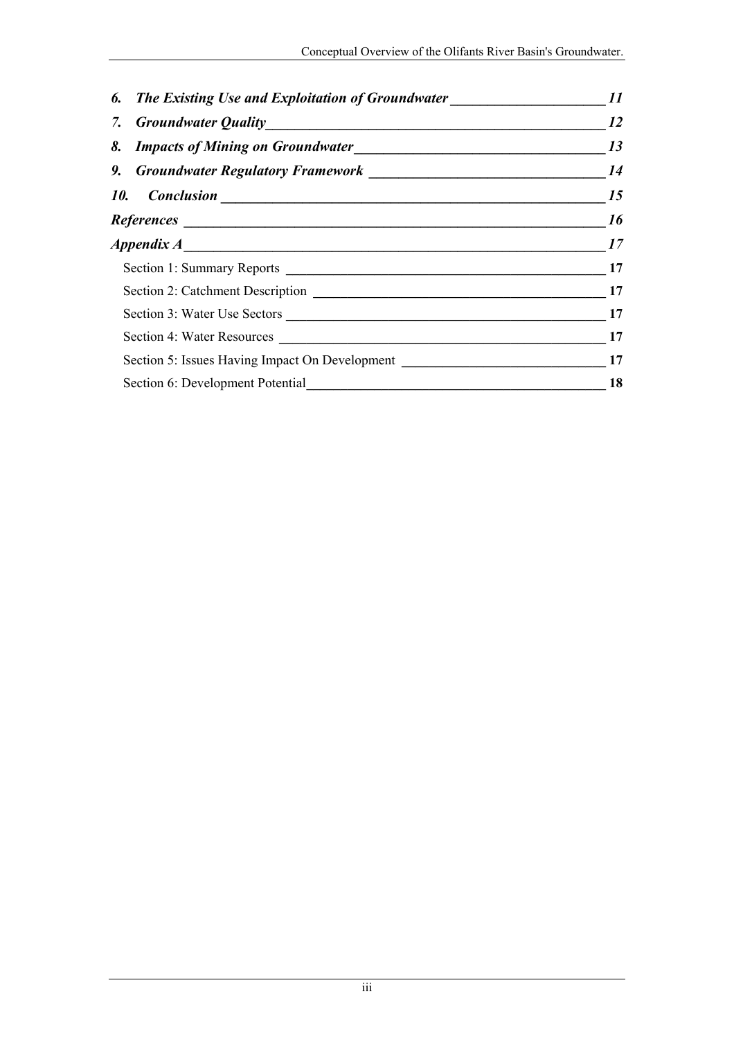*6. The Existing Use and Exploitation of Groundwater* ____ *11*

*7. Groundwater Quality* ____ *12*

*8. Impacts of Mining on Groundwater* ____ *13*

*9. Groundwater Regulatory Framework* ____ *14*

*10. Conclusion* ____ *15*

*References* ____ *16*

*Appendix A* ____ *17*

Section 1: Summary Reports ____ **17**

Section 2: Catchment Description ____ **17**

Section 3: Water Use Sectors ____ **17**

Section 4: Water Resources ____ **17**

Section 5: Issues Having Impact On Development ____ **17**

Section 6: Development Potential ____ **18**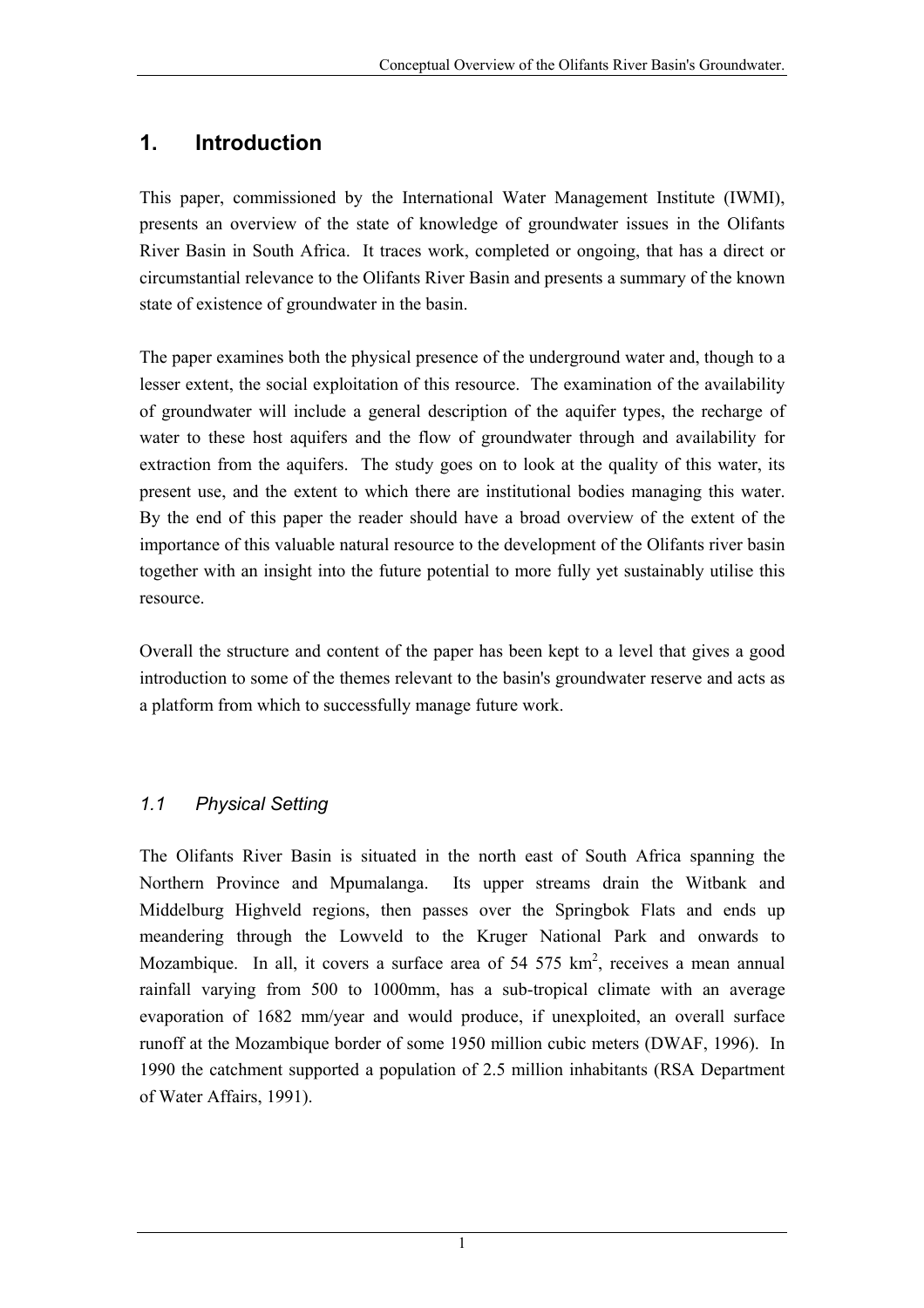# 1. Introduction

This paper, commissioned by the International Water Management Institute (IWMI), presents an overview of the state of knowledge of groundwater issues in the Olifants River Basin in South Africa. It traces work, completed or ongoing, that has a direct or circumstantial relevance to the Olifants River Basin and presents a summary of the known state of existence of groundwater in the basin.

The paper examines both the physical presence of the underground water and, though to a lesser extent, the social exploitation of this resource. The examination of the availability of groundwater will include a general description of the aquifer types, the recharge of water to these host aquifers and the flow of groundwater through and availability for extraction from the aquifers. The study goes on to look at the quality of this water, its present use, and the extent to which there are institutional bodies managing this water. By the end of this paper the reader should have a broad overview of the extent of the importance of this valuable natural resource to the development of the Olifants river basin together with an insight into the future potential to more fully yet sustainably utilise this resource.

Overall the structure and content of the paper has been kept to a level that gives a good introduction to some of the themes relevant to the basin's groundwater reserve and acts as a platform from which to successfully manage future work.

## *1.1 Physical Setting*

The Olifants River Basin is situated in the north east of South Africa spanning the Northern Province and Mpumalanga. Its upper streams drain the Witbank and Middelburg Highveld regions, then passes over the Springbok Flats and ends up meandering through the Lowveld to the Kruger National Park and onwards to Mozambique. In all, it covers a surface area of 54 575 km$^2$, receives a mean annual rainfall varying from 500 to 1000mm, has a sub-tropical climate with an average evaporation of 1682 mm/year and would produce, if unexploited, an overall surface runoff at the Mozambique border of some 1950 million cubic meters (DWAF, 1996). In 1990 the catchment supported a population of 2.5 million inhabitants (RSA Department of Water Affairs, 1991).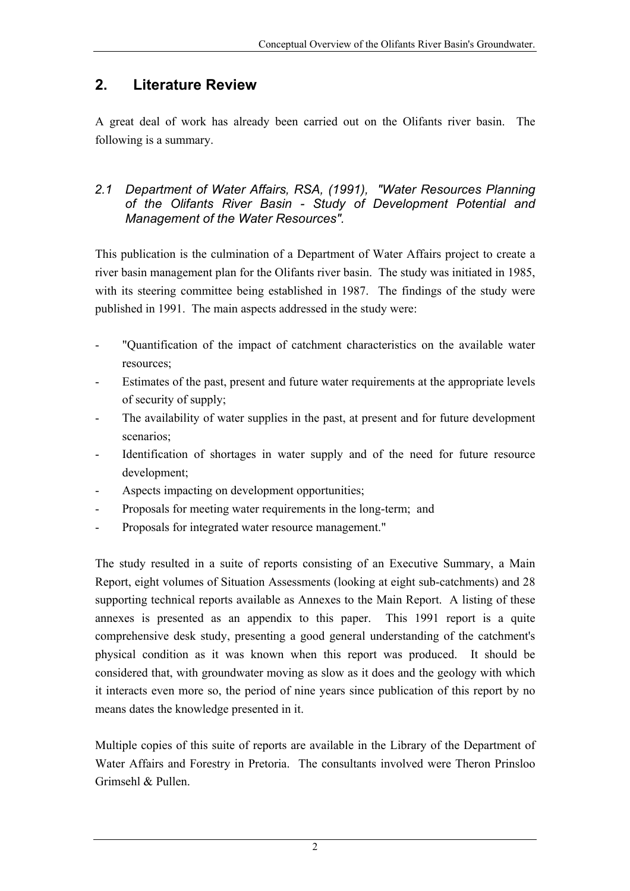## 2. Literature Review

A great deal of work has already been carried out on the Olifants river basin. The following is a summary.

### *2.1 Department of Water Affairs, RSA, (1991), "Water Resources Planning of the Olifants River Basin - Study of Development Potential and Management of the Water Resources".*

This publication is the culmination of a Department of Water Affairs project to create a river basin management plan for the Olifants river basin. The study was initiated in 1985, with its steering committee being established in 1987. The findings of the study were published in 1991. The main aspects addressed in the study were:

- "Quantification of the impact of catchment characteristics on the available water resources;
- Estimates of the past, present and future water requirements at the appropriate levels of security of supply;
- The availability of water supplies in the past, at present and for future development scenarios;
- Identification of shortages in water supply and of the need for future resource development;
- Aspects impacting on development opportunities;
- Proposals for meeting water requirements in the long-term; and
- Proposals for integrated water resource management."

The study resulted in a suite of reports consisting of an Executive Summary, a Main Report, eight volumes of Situation Assessments (looking at eight sub-catchments) and 28 supporting technical reports available as Annexes to the Main Report. A listing of these annexes is presented as an appendix to this paper. This 1991 report is a quite comprehensive desk study, presenting a good general understanding of the catchment's physical condition as it was known when this report was produced. It should be considered that, with groundwater moving as slow as it does and the geology with which it interacts even more so, the period of nine years since publication of this report by no means dates the knowledge presented in it.

Multiple copies of this suite of reports are available in the Library of the Department of Water Affairs and Forestry in Pretoria. The consultants involved were Theron Prinsloo Grimsehl & Pullen.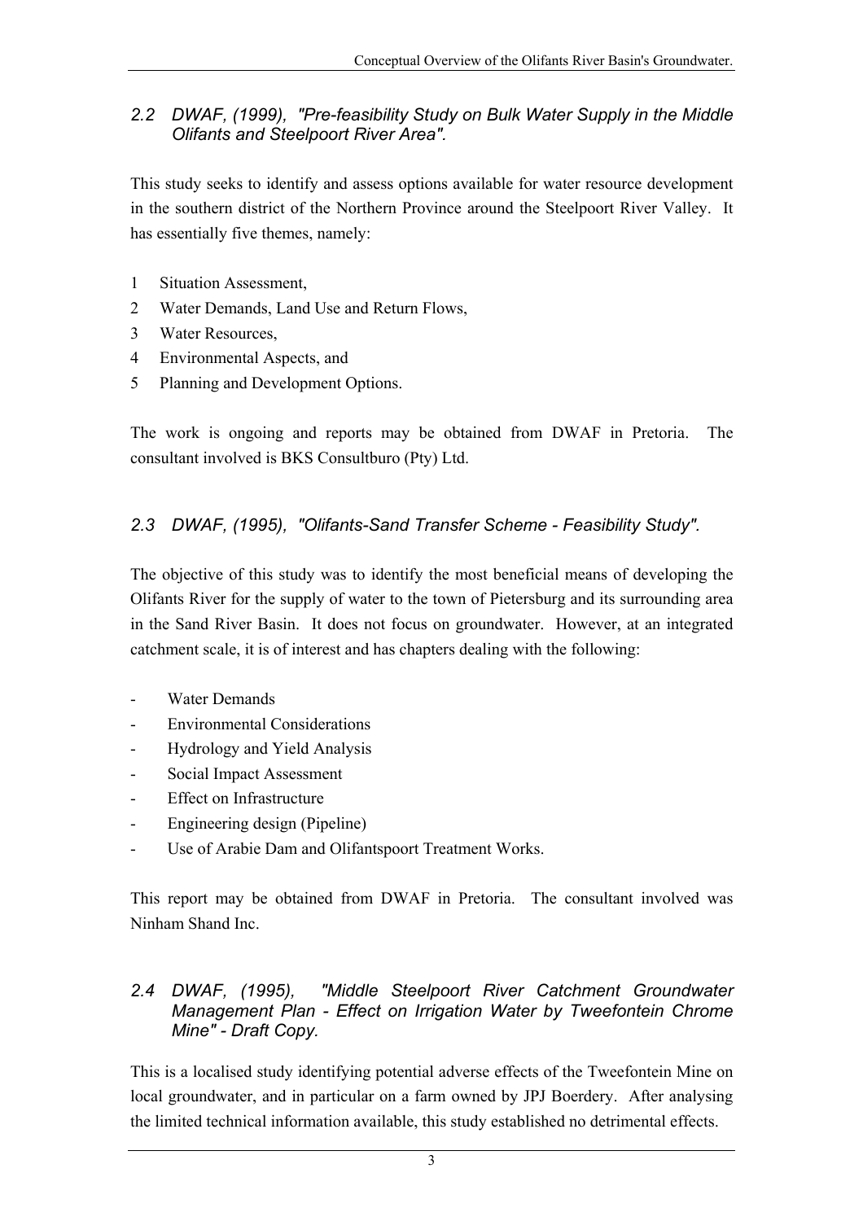## *2.2 DWAF, (1999), "Pre-feasibility Study on Bulk Water Supply in the Middle Olifants and Steelpoort River Area".*

This study seeks to identify and assess options available for water resource development in the southern district of the Northern Province around the Steelpoort River Valley. It has essentially five themes, namely:

1. Situation Assessment,
2. Water Demands, Land Use and Return Flows,
3. Water Resources,
4. Environmental Aspects, and
5. Planning and Development Options.

The work is ongoing and reports may be obtained from DWAF in Pretoria. The consultant involved is BKS Consultburo (Pty) Ltd.

## *2.3 DWAF, (1995), "Olifants-Sand Transfer Scheme - Feasibility Study".*

The objective of this study was to identify the most beneficial means of developing the Olifants River for the supply of water to the town of Pietersburg and its surrounding area in the Sand River Basin. It does not focus on groundwater. However, at an integrated catchment scale, it is of interest and has chapters dealing with the following:

- Water Demands
- Environmental Considerations
- Hydrology and Yield Analysis
- Social Impact Assessment
- Effect on Infrastructure
- Engineering design (Pipeline)
- Use of Arabie Dam and Olifantspoort Treatment Works.

This report may be obtained from DWAF in Pretoria. The consultant involved was Ninham Shand Inc.

## *2.4 DWAF, (1995), "Middle Steelpoort River Catchment Groundwater Management Plan - Effect on Irrigation Water by Tweefontein Chrome Mine" - Draft Copy.*

This is a localised study identifying potential adverse effects of the Tweefontein Mine on local groundwater, and in particular on a farm owned by JPJ Boerdery. After analysing the limited technical information available, this study established no detrimental effects.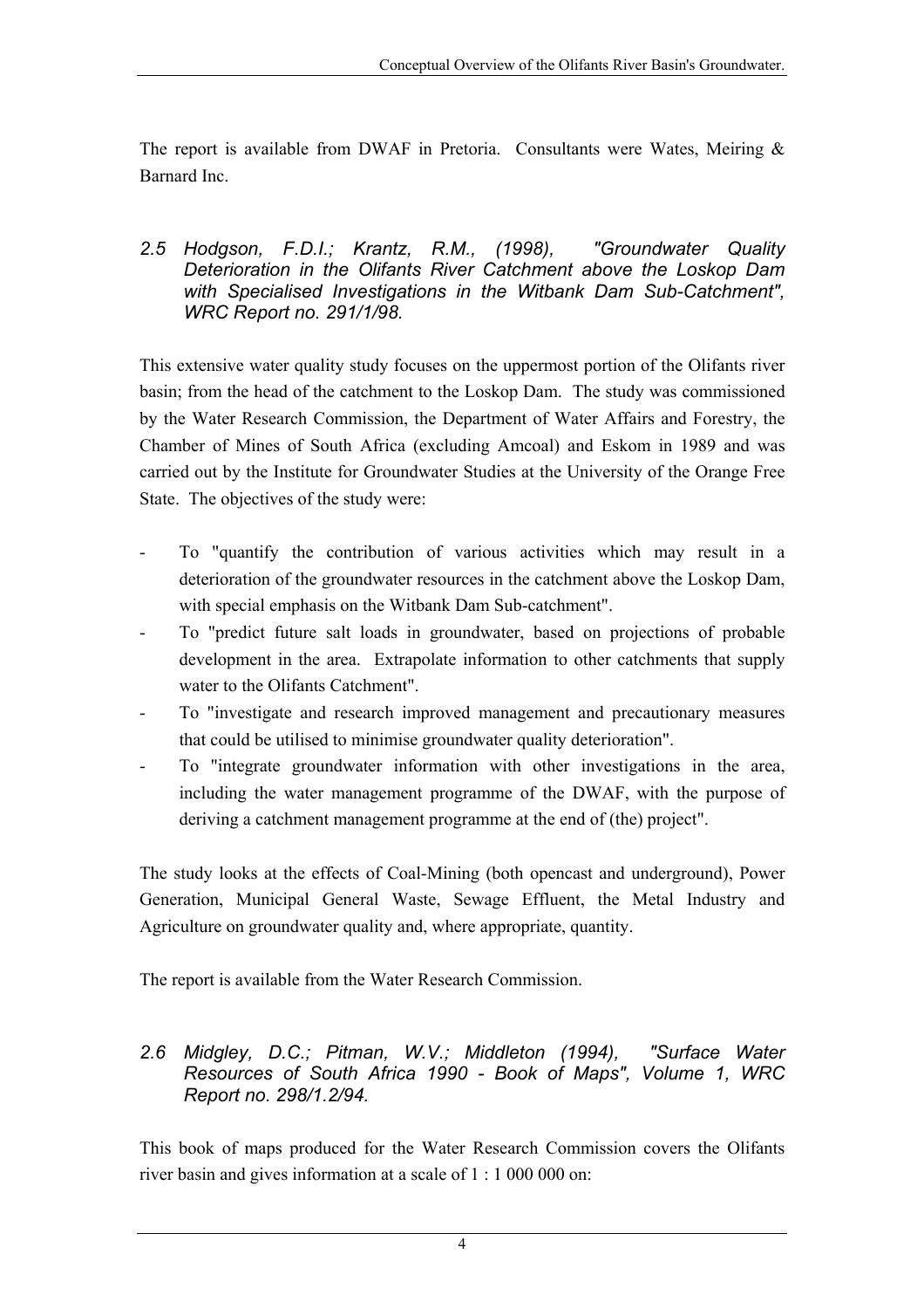The report is available from DWAF in Pretoria. Consultants were Wates, Meiring & Barnard Inc.

### *2.5 Hodgson, F.D.I.; Krantz, R.M., (1998), "Groundwater Quality Deterioration in the Olifants River Catchment above the Loskop Dam with Specialised Investigations in the Witbank Dam Sub-Catchment", WRC Report no. 291/1/98.*

This extensive water quality study focuses on the uppermost portion of the Olifants river basin; from the head of the catchment to the Loskop Dam. The study was commissioned by the Water Research Commission, the Department of Water Affairs and Forestry, the Chamber of Mines of South Africa (excluding Amcoal) and Eskom in 1989 and was carried out by the Institute for Groundwater Studies at the University of the Orange Free State. The objectives of the study were:

- To "quantify the contribution of various activities which may result in a deterioration of the groundwater resources in the catchment above the Loskop Dam, with special emphasis on the Witbank Dam Sub-catchment".
- To "predict future salt loads in groundwater, based on projections of probable development in the area. Extrapolate information to other catchments that supply water to the Olifants Catchment".
- To "investigate and research improved management and precautionary measures that could be utilised to minimise groundwater quality deterioration".
- To "integrate groundwater information with other investigations in the area, including the water management programme of the DWAF, with the purpose of deriving a catchment management programme at the end of (the) project".

The study looks at the effects of Coal-Mining (both opencast and underground), Power Generation, Municipal General Waste, Sewage Effluent, the Metal Industry and Agriculture on groundwater quality and, where appropriate, quantity.

The report is available from the Water Research Commission.

### *2.6 Midgley, D.C.; Pitman, W.V.; Middleton (1994), "Surface Water Resources of South Africa 1990 - Book of Maps", Volume 1, WRC Report no. 298/1.2/94.*

This book of maps produced for the Water Research Commission covers the Olifants river basin and gives information at a scale of 1 : 1 000 000 on: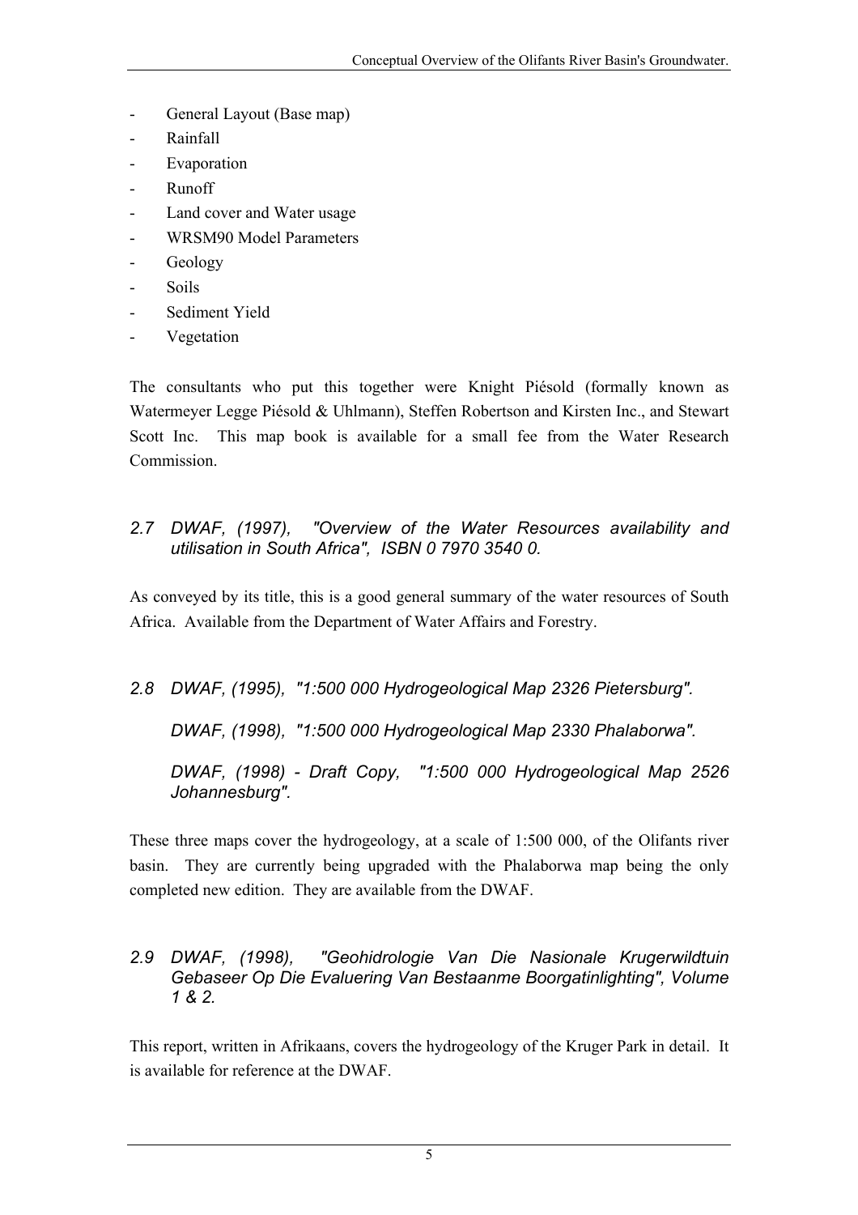- General Layout (Base map)
- Rainfall
- Evaporation
- Runoff
- Land cover and Water usage
- WRSM90 Model Parameters
- Geology
- Soils
- Sediment Yield
- Vegetation

The consultants who put this together were Knight Piésold (formally known as Watermeyer Legge Piésold & Uhlmann), Steffen Robertson and Kirsten Inc., and Stewart Scott Inc. This map book is available for a small fee from the Water Research Commission.

### *2.7 DWAF, (1997), "Overview of the Water Resources availability and utilisation in South Africa", ISBN 0 7970 3540 0.*

As conveyed by its title, this is a good general summary of the water resources of South Africa. Available from the Department of Water Affairs and Forestry.

### *2.8 DWAF, (1995), "1:500 000 Hydrogeological Map 2326 Pietersburg".*

*DWAF, (1998), "1:500 000 Hydrogeological Map 2330 Phalaborwa".*

*DWAF, (1998) - Draft Copy, "1:500 000 Hydrogeological Map 2526 Johannesburg".*

These three maps cover the hydrogeology, at a scale of 1:500 000, of the Olifants river basin. They are currently being upgraded with the Phalaborwa map being the only completed new edition. They are available from the DWAF.

### *2.9 DWAF, (1998), "Geohidrologie Van Die Nasionale Krugerwildtuin Gebaseer Op Die Evaluering Van Bestaanme Boorgatinlighting", Volume 1 & 2.*

This report, written in Afrikaans, covers the hydrogeology of the Kruger Park in detail. It is available for reference at the DWAF.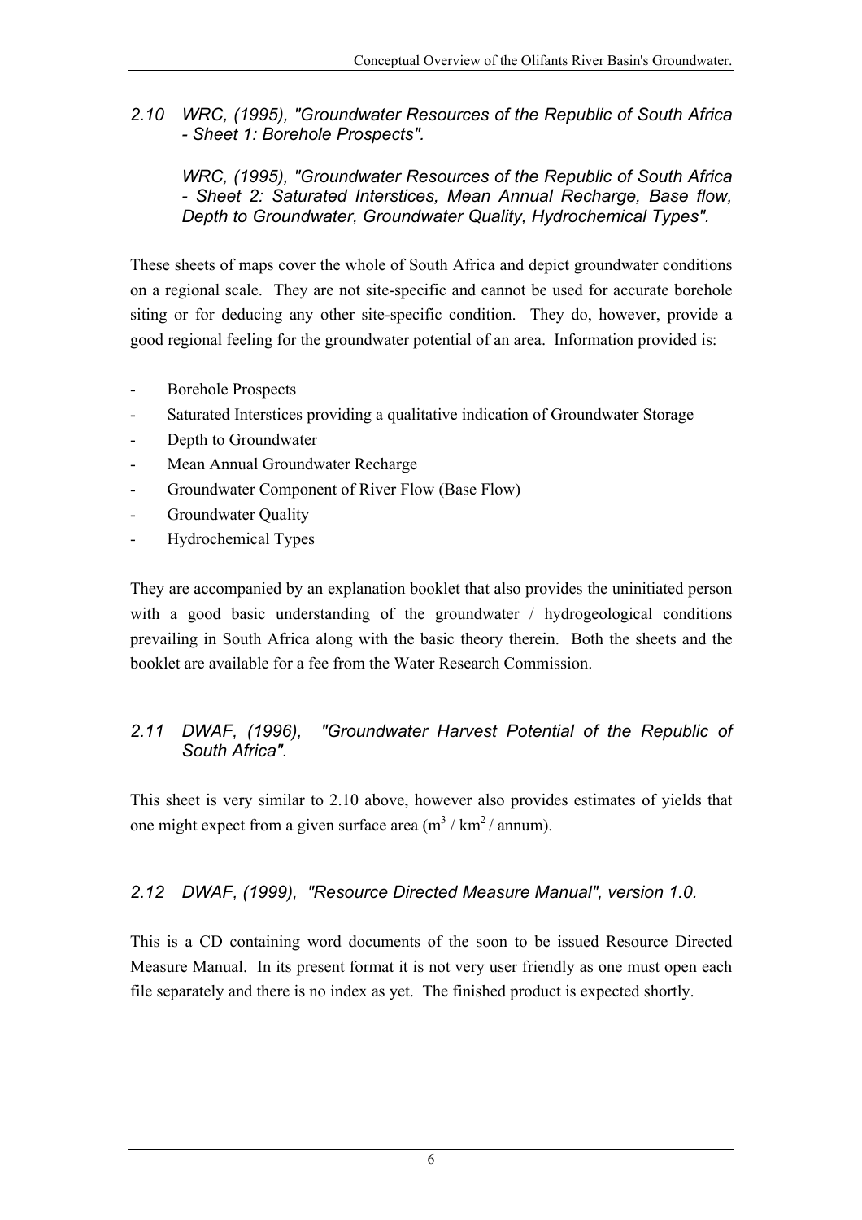### *2.10 WRC, (1995), "Groundwater Resources of the Republic of South Africa - Sheet 1: Borehole Prospects".*

### *WRC, (1995), "Groundwater Resources of the Republic of South Africa - Sheet 2: Saturated Interstices, Mean Annual Recharge, Base flow, Depth to Groundwater, Groundwater Quality, Hydrochemical Types".*

These sheets of maps cover the whole of South Africa and depict groundwater conditions on a regional scale. They are not site-specific and cannot be used for accurate borehole siting or for deducing any other site-specific condition. They do, however, provide a good regional feeling for the groundwater potential of an area. Information provided is:

- Borehole Prospects
- Saturated Interstices providing a qualitative indication of Groundwater Storage
- Depth to Groundwater
- Mean Annual Groundwater Recharge
- Groundwater Component of River Flow (Base Flow)
- Groundwater Quality
- Hydrochemical Types

They are accompanied by an explanation booklet that also provides the uninitiated person with a good basic understanding of the groundwater / hydrogeological conditions prevailing in South Africa along with the basic theory therein. Both the sheets and the booklet are available for a fee from the Water Research Commission.

### *2.11 DWAF, (1996), "Groundwater Harvest Potential of the Republic of South Africa".*

This sheet is very similar to 2.10 above, however also provides estimates of yields that one might expect from a given surface area ($m^3$ / $km^2$ / annum).

### *2.12 DWAF, (1999), "Resource Directed Measure Manual", version 1.0.*

This is a CD containing word documents of the soon to be issued Resource Directed Measure Manual. In its present format it is not very user friendly as one must open each file separately and there is no index as yet. The finished product is expected shortly.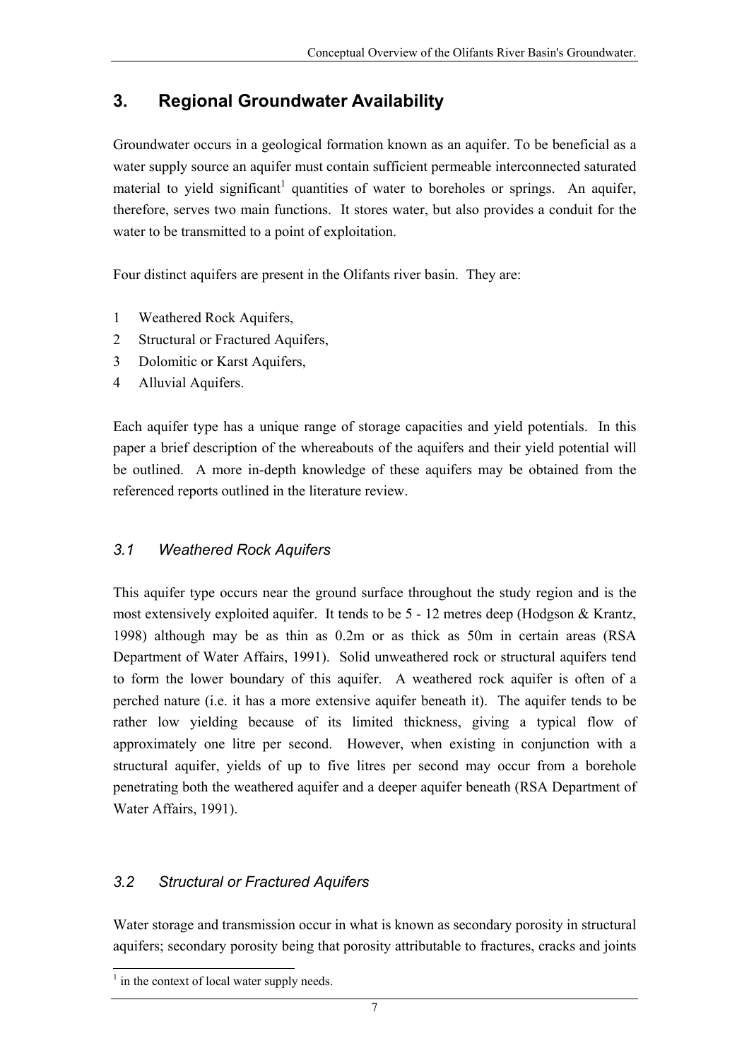## 3. Regional Groundwater Availability

Groundwater occurs in a geological formation known as an aquifer. To be beneficial as a water supply source an aquifer must contain sufficient permeable interconnected saturated material to yield significant[1] quantities of water to boreholes or springs. An aquifer, therefore, serves two main functions. It stores water, but also provides a conduit for the water to be transmitted to a point of exploitation.

Four distinct aquifers are present in the Olifants river basin. They are:

1 Weathered Rock Aquifers,
2 Structural or Fractured Aquifers,
3 Dolomitic or Karst Aquifers,
4 Alluvial Aquifers.

Each aquifer type has a unique range of storage capacities and yield potentials. In this paper a brief description of the whereabouts of the aquifers and their yield potential will be outlined. A more in-depth knowledge of these aquifers may be obtained from the referenced reports outlined in the literature review.

### *3.1 Weathered Rock Aquifers*

This aquifer type occurs near the ground surface throughout the study region and is the most extensively exploited aquifer. It tends to be 5 - 12 metres deep (Hodgson & Krantz, 1998) although may be as thin as 0.2m or as thick as 50m in certain areas (RSA Department of Water Affairs, 1991). Solid unweathered rock or structural aquifers tend to form the lower boundary of this aquifer. A weathered rock aquifer is often of a perched nature (i.e. it has a more extensive aquifer beneath it). The aquifer tends to be rather low yielding because of its limited thickness, giving a typical flow of approximately one litre per second. However, when existing in conjunction with a structural aquifer, yields of up to five litres per second may occur from a borehole penetrating both the weathered aquifer and a deeper aquifer beneath (RSA Department of Water Affairs, 1991).

### *3.2 Structural or Fractured Aquifers*

Water storage and transmission occur in what is known as secondary porosity in structural aquifers; secondary porosity being that porosity attributable to fractures, cracks and joints

[1] in the context of local water supply needs.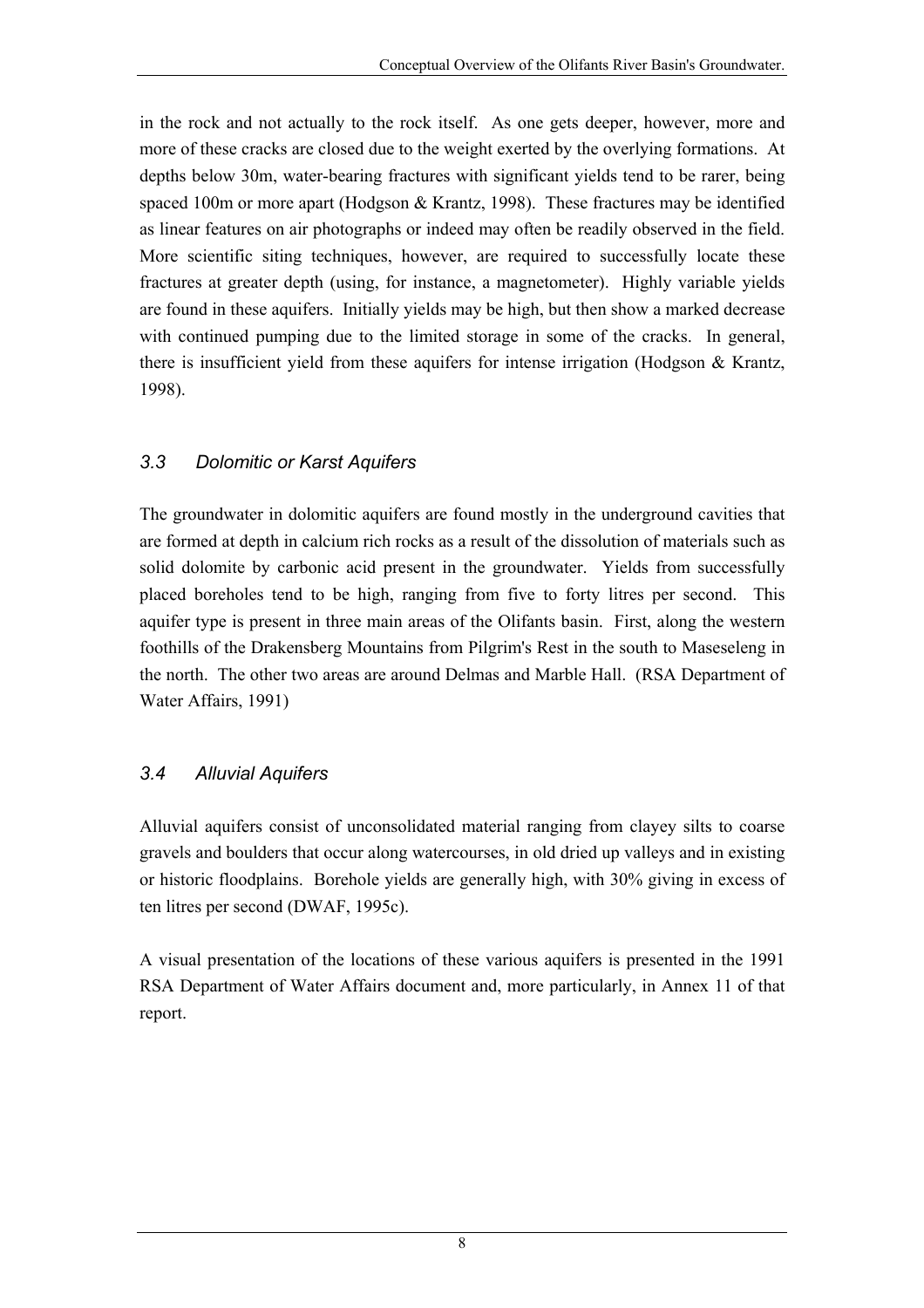in the rock and not actually to the rock itself. As one gets deeper, however, more and more of these cracks are closed due to the weight exerted by the overlying formations. At depths below 30m, water-bearing fractures with significant yields tend to be rarer, being spaced 100m or more apart (Hodgson & Krantz, 1998). These fractures may be identified as linear features on air photographs or indeed may often be readily observed in the field. More scientific siting techniques, however, are required to successfully locate these fractures at greater depth (using, for instance, a magnetometer). Highly variable yields are found in these aquifers. Initially yields may be high, but then show a marked decrease with continued pumping due to the limited storage in some of the cracks. In general, there is insufficient yield from these aquifers for intense irrigation (Hodgson & Krantz, 1998).

### *3.3 Dolomitic or Karst Aquifers*

The groundwater in dolomitic aquifers are found mostly in the underground cavities that are formed at depth in calcium rich rocks as a result of the dissolution of materials such as solid dolomite by carbonic acid present in the groundwater. Yields from successfully placed boreholes tend to be high, ranging from five to forty litres per second. This aquifer type is present in three main areas of the Olifants basin. First, along the western foothills of the Drakensberg Mountains from Pilgrim's Rest in the south to Maseseleng in the north. The other two areas are around Delmas and Marble Hall. (RSA Department of Water Affairs, 1991)

### *3.4 Alluvial Aquifers*

Alluvial aquifers consist of unconsolidated material ranging from clayey silts to coarse gravels and boulders that occur along watercourses, in old dried up valleys and in existing or historic floodplains. Borehole yields are generally high, with 30% giving in excess of ten litres per second (DWAF, 1995c).

A visual presentation of the locations of these various aquifers is presented in the 1991 RSA Department of Water Affairs document and, more particularly, in Annex 11 of that report.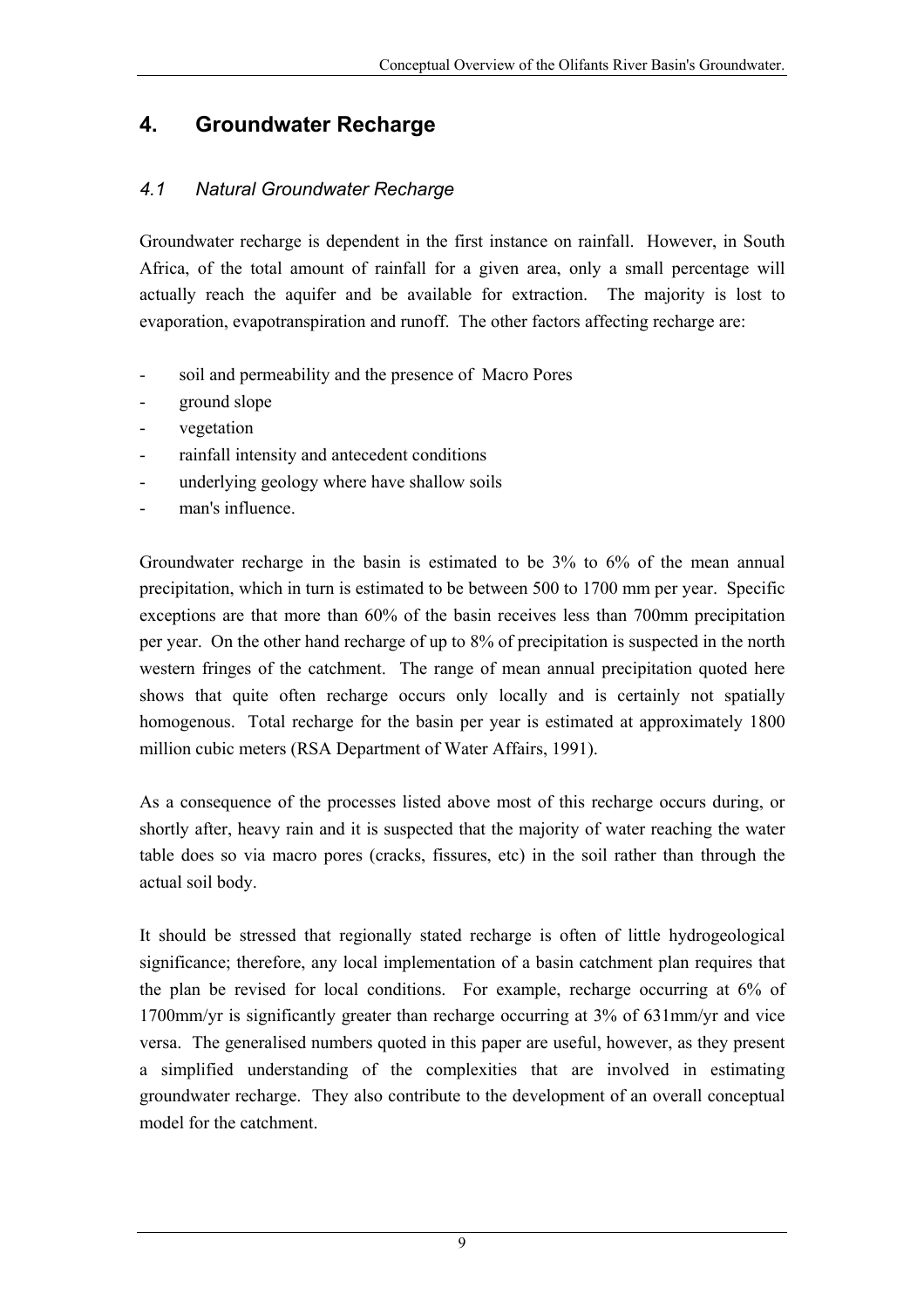# 4. Groundwater Recharge

## *4.1 Natural Groundwater Recharge*

Groundwater recharge is dependent in the first instance on rainfall. However, in South Africa, of the total amount of rainfall for a given area, only a small percentage will actually reach the aquifer and be available for extraction. The majority is lost to evaporation, evapotranspiration and runoff. The other factors affecting recharge are:

- soil and permeability and the presence of Macro Pores
- ground slope
- vegetation
- rainfall intensity and antecedent conditions
- underlying geology where have shallow soils
- man's influence.

Groundwater recharge in the basin is estimated to be 3% to 6% of the mean annual precipitation, which in turn is estimated to be between 500 to 1700 mm per year. Specific exceptions are that more than 60% of the basin receives less than 700mm precipitation per year. On the other hand recharge of up to 8% of precipitation is suspected in the north western fringes of the catchment. The range of mean annual precipitation quoted here shows that quite often recharge occurs only locally and is certainly not spatially homogenous. Total recharge for the basin per year is estimated at approximately 1800 million cubic meters (RSA Department of Water Affairs, 1991).

As a consequence of the processes listed above most of this recharge occurs during, or shortly after, heavy rain and it is suspected that the majority of water reaching the water table does so via macro pores (cracks, fissures, etc) in the soil rather than through the actual soil body.

It should be stressed that regionally stated recharge is often of little hydrogeological significance; therefore, any local implementation of a basin catchment plan requires that the plan be revised for local conditions. For example, recharge occurring at 6% of 1700mm/yr is significantly greater than recharge occurring at 3% of 631mm/yr and vice versa. The generalised numbers quoted in this paper are useful, however, as they present a simplified understanding of the complexities that are involved in estimating groundwater recharge. They also contribute to the development of an overall conceptual model for the catchment.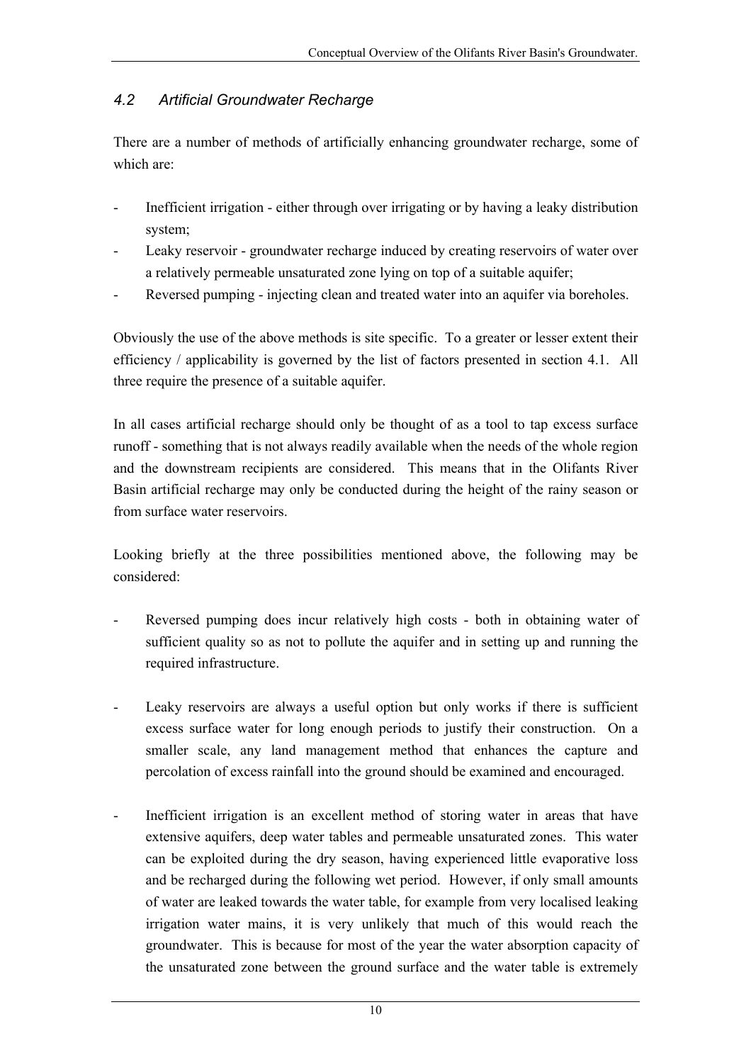## *4.2 Artificial Groundwater Recharge*

There are a number of methods of artificially enhancing groundwater recharge, some of which are:

- Inefficient irrigation - either through over irrigating or by having a leaky distribution system;
- Leaky reservoir - groundwater recharge induced by creating reservoirs of water over a relatively permeable unsaturated zone lying on top of a suitable aquifer;
- Reversed pumping - injecting clean and treated water into an aquifer via boreholes.

Obviously the use of the above methods is site specific. To a greater or lesser extent their efficiency / applicability is governed by the list of factors presented in section 4.1. All three require the presence of a suitable aquifer.

In all cases artificial recharge should only be thought of as a tool to tap excess surface runoff - something that is not always readily available when the needs of the whole region and the downstream recipients are considered. This means that in the Olifants River Basin artificial recharge may only be conducted during the height of the rainy season or from surface water reservoirs.

Looking briefly at the three possibilities mentioned above, the following may be considered:

- Reversed pumping does incur relatively high costs - both in obtaining water of sufficient quality so as not to pollute the aquifer and in setting up and running the required infrastructure.

- Leaky reservoirs are always a useful option but only works if there is sufficient excess surface water for long enough periods to justify their construction. On a smaller scale, any land management method that enhances the capture and percolation of excess rainfall into the ground should be examined and encouraged.

- Inefficient irrigation is an excellent method of storing water in areas that have extensive aquifers, deep water tables and permeable unsaturated zones. This water can be exploited during the dry season, having experienced little evaporative loss and be recharged during the following wet period. However, if only small amounts of water are leaked towards the water table, for example from very localised leaking irrigation water mains, it is very unlikely that much of this would reach the groundwater. This is because for most of the year the water absorption capacity of the unsaturated zone between the ground surface and the water table is extremely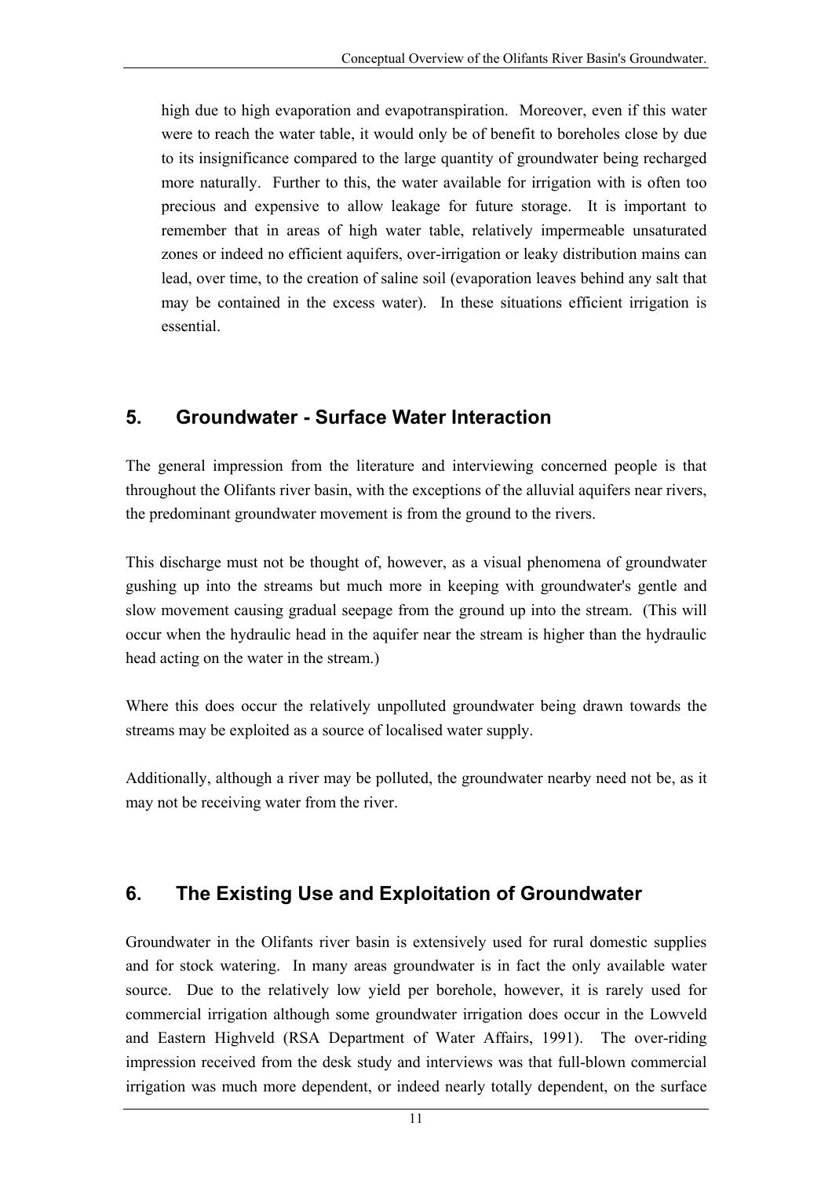high due to high evaporation and evapotranspiration. Moreover, even if this water were to reach the water table, it would only be of benefit to boreholes close by due to its insignificance compared to the large quantity of groundwater being recharged more naturally. Further to this, the water available for irrigation with is often too precious and expensive to allow leakage for future storage. It is important to remember that in areas of high water table, relatively impermeable unsaturated zones or indeed no efficient aquifers, over-irrigation or leaky distribution mains can lead, over time, to the creation of saline soil (evaporation leaves behind any salt that may be contained in the excess water). In these situations efficient irrigation is essential.

## 5. Groundwater - Surface Water Interaction

The general impression from the literature and interviewing concerned people is that throughout the Olifants river basin, with the exceptions of the alluvial aquifers near rivers, the predominant groundwater movement is from the ground to the rivers.

This discharge must not be thought of, however, as a visual phenomena of groundwater gushing up into the streams but much more in keeping with groundwater's gentle and slow movement causing gradual seepage from the ground up into the stream. (This will occur when the hydraulic head in the aquifer near the stream is higher than the hydraulic head acting on the water in the stream.)

Where this does occur the relatively unpolluted groundwater being drawn towards the streams may be exploited as a source of localised water supply.

Additionally, although a river may be polluted, the groundwater nearby need not be, as it may not be receiving water from the river.

## 6. The Existing Use and Exploitation of Groundwater

Groundwater in the Olifants river basin is extensively used for rural domestic supplies and for stock watering. In many areas groundwater is in fact the only available water source. Due to the relatively low yield per borehole, however, it is rarely used for commercial irrigation although some groundwater irrigation does occur in the Lowveld and Eastern Highveld (RSA Department of Water Affairs, 1991). The over-riding impression received from the desk study and interviews was that full-blown commercial irrigation was much more dependent, or indeed nearly totally dependent, on the surface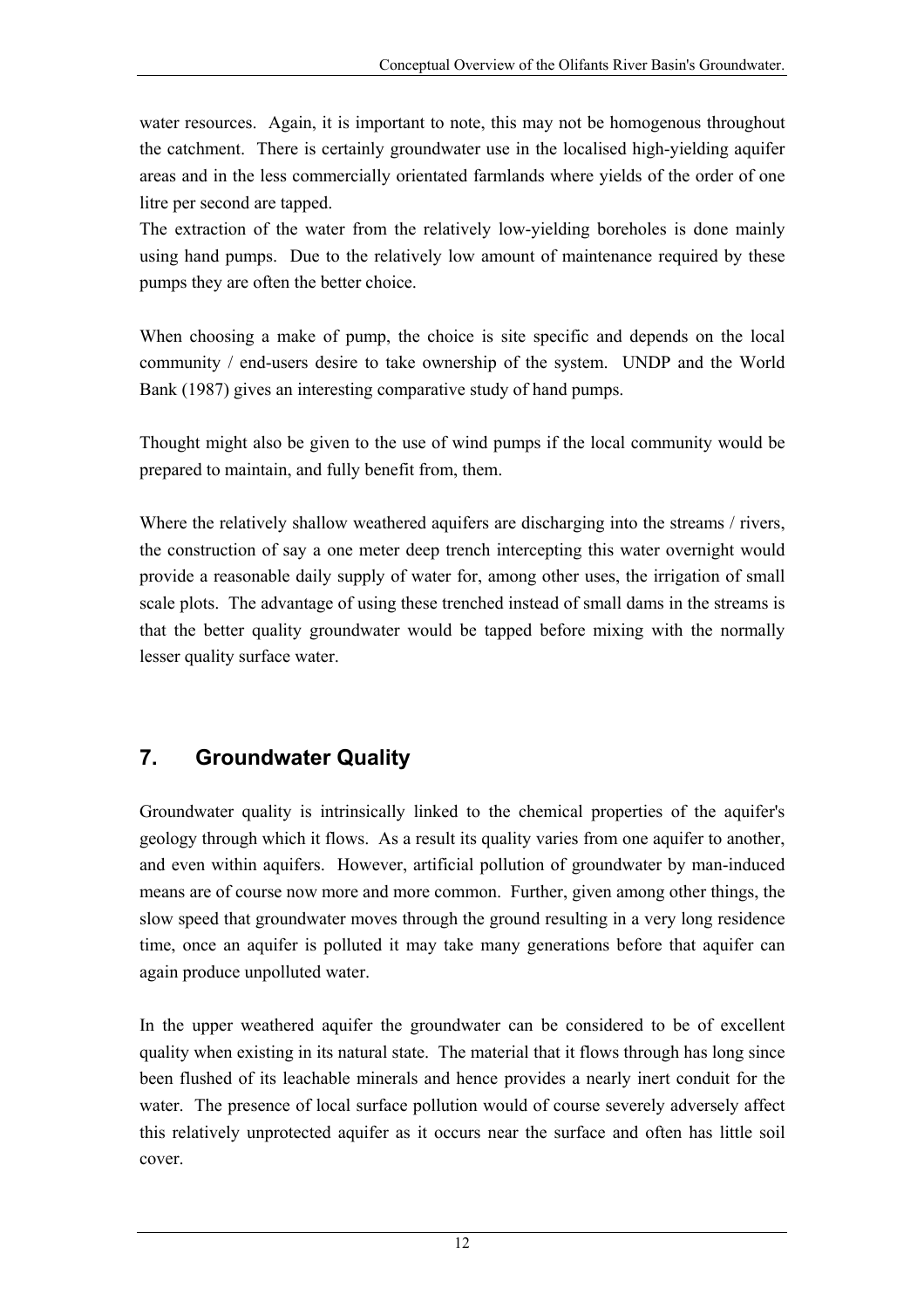water resources. Again, it is important to note, this may not be homogenous throughout the catchment. There is certainly groundwater use in the localised high-yielding aquifer areas and in the less commercially orientated farmlands where yields of the order of one litre per second are tapped.

The extraction of the water from the relatively low-yielding boreholes is done mainly using hand pumps. Due to the relatively low amount of maintenance required by these pumps they are often the better choice.

When choosing a make of pump, the choice is site specific and depends on the local community / end-users desire to take ownership of the system. UNDP and the World Bank (1987) gives an interesting comparative study of hand pumps.

Thought might also be given to the use of wind pumps if the local community would be prepared to maintain, and fully benefit from, them.

Where the relatively shallow weathered aquifers are discharging into the streams / rivers, the construction of say a one meter deep trench intercepting this water overnight would provide a reasonable daily supply of water for, among other uses, the irrigation of small scale plots. The advantage of using these trenched instead of small dams in the streams is that the better quality groundwater would be tapped before mixing with the normally lesser quality surface water.

## 7. Groundwater Quality

Groundwater quality is intrinsically linked to the chemical properties of the aquifer's geology through which it flows. As a result its quality varies from one aquifer to another, and even within aquifers. However, artificial pollution of groundwater by man-induced means are of course now more and more common. Further, given among other things, the slow speed that groundwater moves through the ground resulting in a very long residence time, once an aquifer is polluted it may take many generations before that aquifer can again produce unpolluted water.

In the upper weathered aquifer the groundwater can be considered to be of excellent quality when existing in its natural state. The material that it flows through has long since been flushed of its leachable minerals and hence provides a nearly inert conduit for the water. The presence of local surface pollution would of course severely adversely affect this relatively unprotected aquifer as it occurs near the surface and often has little soil cover.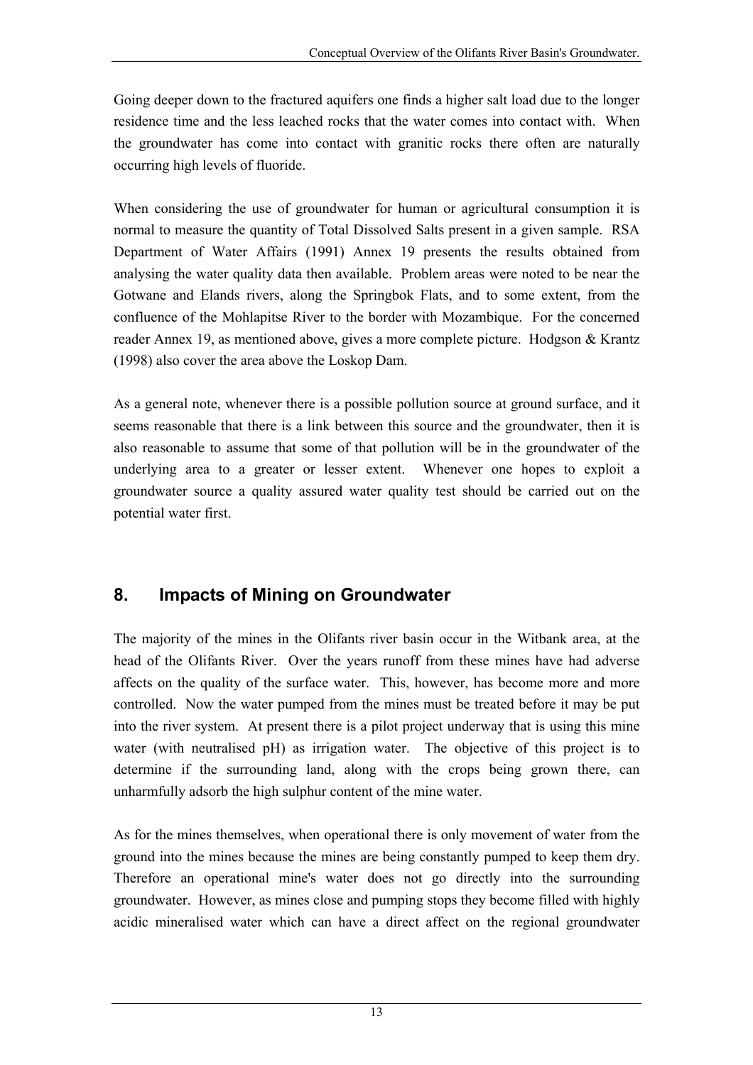Going deeper down to the fractured aquifers one finds a higher salt load due to the longer residence time and the less leached rocks that the water comes into contact with. When the groundwater has come into contact with granitic rocks there often are naturally occurring high levels of fluoride.

When considering the use of groundwater for human or agricultural consumption it is normal to measure the quantity of Total Dissolved Salts present in a given sample. RSA Department of Water Affairs (1991) Annex 19 presents the results obtained from analysing the water quality data then available. Problem areas were noted to be near the Gotwane and Elands rivers, along the Springbok Flats, and to some extent, from the confluence of the Mohlapitse River to the border with Mozambique. For the concerned reader Annex 19, as mentioned above, gives a more complete picture. Hodgson & Krantz (1998) also cover the area above the Loskop Dam.

As a general note, whenever there is a possible pollution source at ground surface, and it seems reasonable that there is a link between this source and the groundwater, then it is also reasonable to assume that some of that pollution will be in the groundwater of the underlying area to a greater or lesser extent. Whenever one hopes to exploit a groundwater source a quality assured water quality test should be carried out on the potential water first.

## 8. Impacts of Mining on Groundwater

The majority of the mines in the Olifants river basin occur in the Witbank area, at the head of the Olifants River. Over the years runoff from these mines have had adverse affects on the quality of the surface water. This, however, has become more and more controlled. Now the water pumped from the mines must be treated before it may be put into the river system. At present there is a pilot project underway that is using this mine water (with neutralised pH) as irrigation water. The objective of this project is to determine if the surrounding land, along with the crops being grown there, can unharmfully adsorb the high sulphur content of the mine water.

As for the mines themselves, when operational there is only movement of water from the ground into the mines because the mines are being constantly pumped to keep them dry. Therefore an operational mine's water does not go directly into the surrounding groundwater. However, as mines close and pumping stops they become filled with highly acidic mineralised water which can have a direct affect on the regional groundwater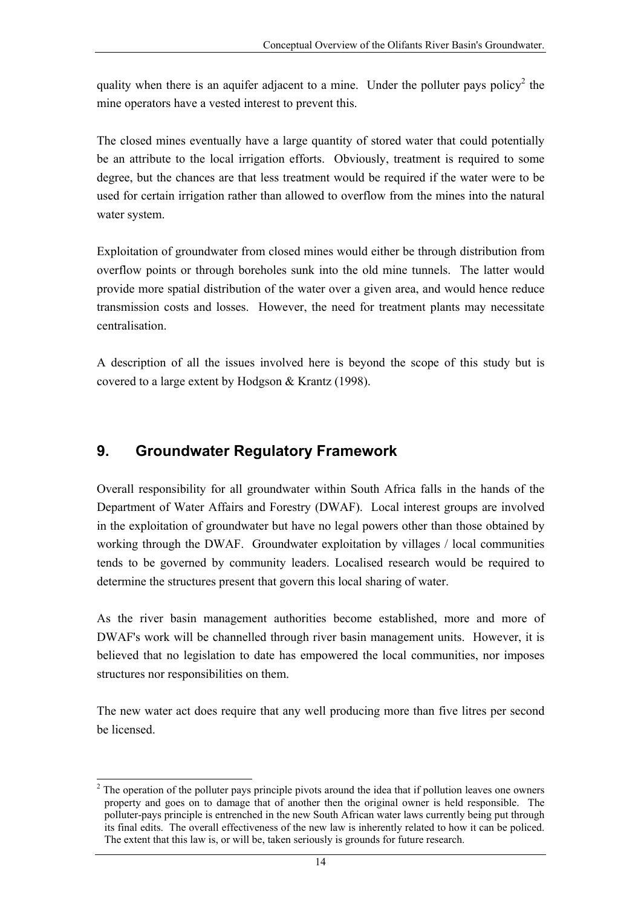quality when there is an aquifer adjacent to a mine. Under the polluter pays policy[2] the mine operators have a vested interest to prevent this.

The closed mines eventually have a large quantity of stored water that could potentially be an attribute to the local irrigation efforts. Obviously, treatment is required to some degree, but the chances are that less treatment would be required if the water were to be used for certain irrigation rather than allowed to overflow from the mines into the natural water system.

Exploitation of groundwater from closed mines would either be through distribution from overflow points or through boreholes sunk into the old mine tunnels. The latter would provide more spatial distribution of the water over a given area, and would hence reduce transmission costs and losses. However, the need for treatment plants may necessitate centralisation.

A description of all the issues involved here is beyond the scope of this study but is covered to a large extent by Hodgson & Krantz (1998).

## 9. Groundwater Regulatory Framework

Overall responsibility for all groundwater within South Africa falls in the hands of the Department of Water Affairs and Forestry (DWAF). Local interest groups are involved in the exploitation of groundwater but have no legal powers other than those obtained by working through the DWAF. Groundwater exploitation by villages / local communities tends to be governed by community leaders. Localised research would be required to determine the structures present that govern this local sharing of water.

As the river basin management authorities become established, more and more of DWAF's work will be channelled through river basin management units. However, it is believed that no legislation to date has empowered the local communities, nor imposes structures nor responsibilities on them.

The new water act does require that any well producing more than five litres per second be licensed.

---

[2] The operation of the polluter pays principle pivots around the idea that if pollution leaves one owners property and goes on to damage that of another then the original owner is held responsible. The polluter-pays principle is entrenched in the new South African water laws currently being put through its final edits. The overall effectiveness of the new law is inherently related to how it can be policed. The extent that this law is, or will be, taken seriously is grounds for future research.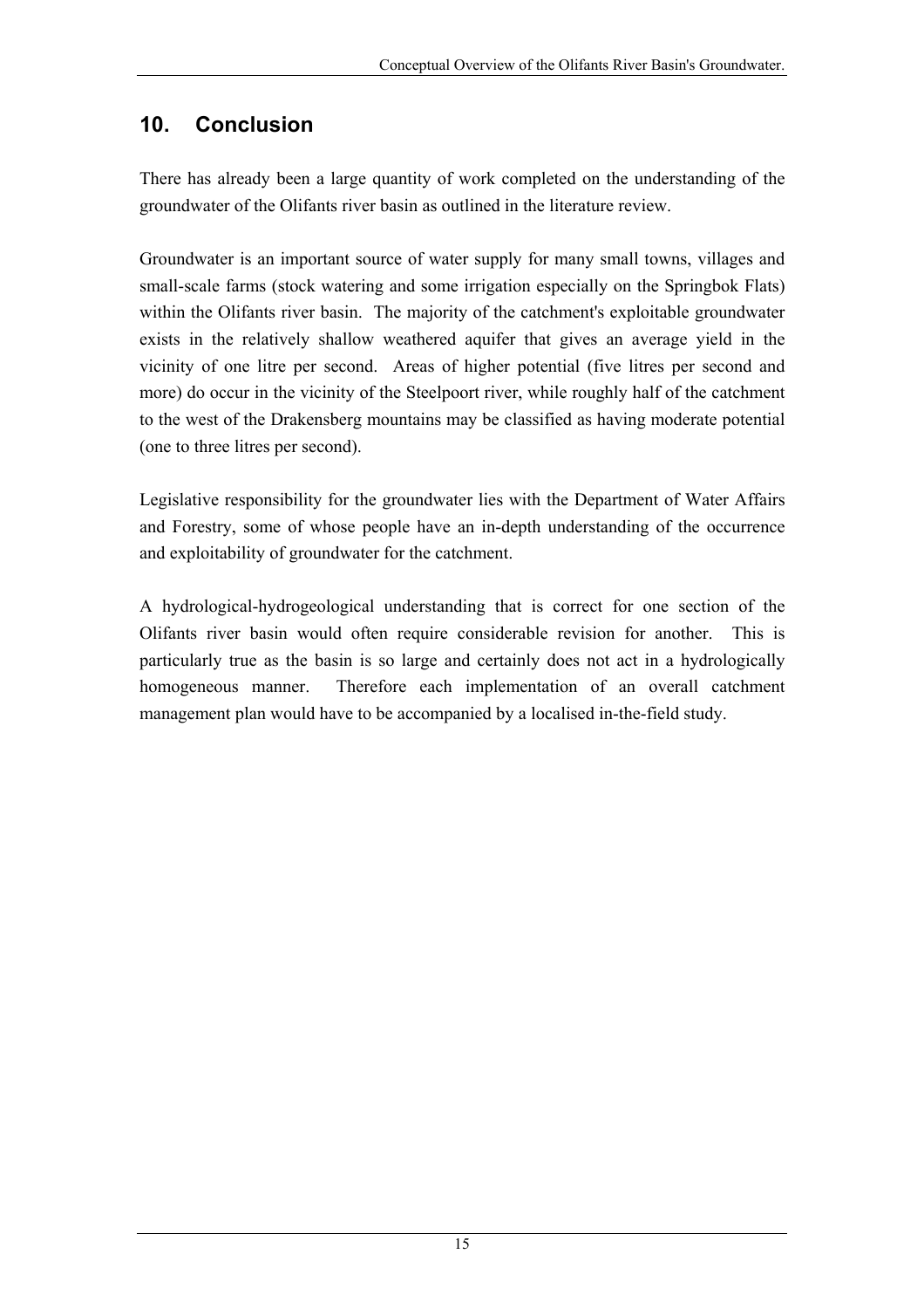## 10. Conclusion

There has already been a large quantity of work completed on the understanding of the groundwater of the Olifants river basin as outlined in the literature review.

Groundwater is an important source of water supply for many small towns, villages and small-scale farms (stock watering and some irrigation especially on the Springbok Flats) within the Olifants river basin. The majority of the catchment's exploitable groundwater exists in the relatively shallow weathered aquifer that gives an average yield in the vicinity of one litre per second. Areas of higher potential (five litres per second and more) do occur in the vicinity of the Steelpoort river, while roughly half of the catchment to the west of the Drakensberg mountains may be classified as having moderate potential (one to three litres per second).

Legislative responsibility for the groundwater lies with the Department of Water Affairs and Forestry, some of whose people have an in-depth understanding of the occurrence and exploitability of groundwater for the catchment.

A hydrological-hydrogeological understanding that is correct for one section of the Olifants river basin would often require considerable revision for another. This is particularly true as the basin is so large and certainly does not act in a hydrologically homogeneous manner. Therefore each implementation of an overall catchment management plan would have to be accompanied by a localised in-the-field study.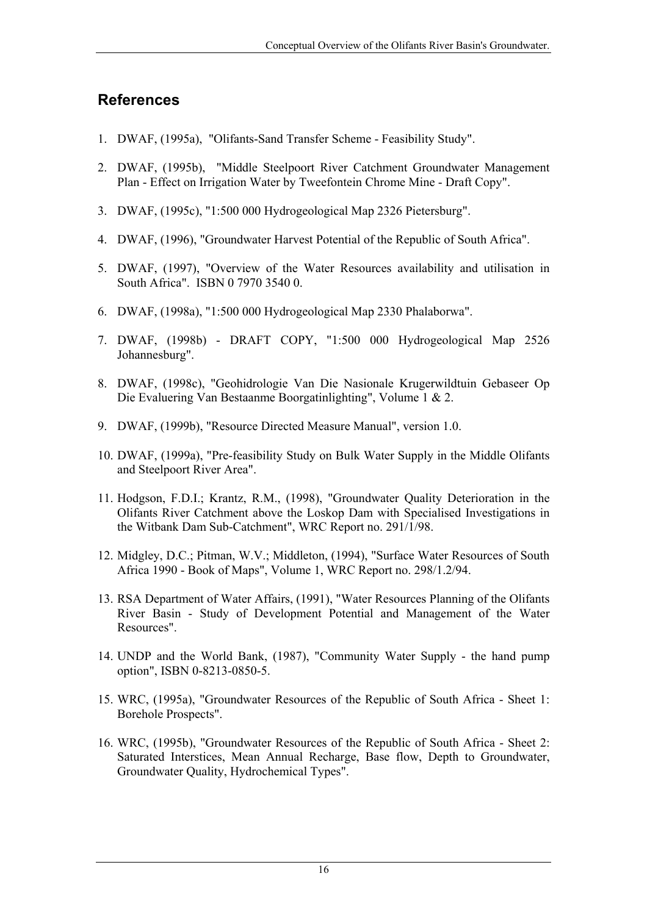## References

1. DWAF, (1995a), "Olifants-Sand Transfer Scheme - Feasibility Study".
2. DWAF, (1995b), "Middle Steelpoort River Catchment Groundwater Management Plan - Effect on Irrigation Water by Tweefontein Chrome Mine - Draft Copy".
3. DWAF, (1995c), "1:500 000 Hydrogeological Map 2326 Pietersburg".
4. DWAF, (1996), "Groundwater Harvest Potential of the Republic of South Africa".
5. DWAF, (1997), "Overview of the Water Resources availability and utilisation in South Africa". ISBN 0 7970 3540 0.
6. DWAF, (1998a), "1:500 000 Hydrogeological Map 2330 Phalaborwa".
7. DWAF, (1998b) - DRAFT COPY, "1:500 000 Hydrogeological Map 2526 Johannesburg".
8. DWAF, (1998c), "Geohidrologie Van Die Nasionale Krugerwildtuin Gebaseer Op Die Evaluering Van Bestaanme Boorgatinlighting", Volume 1 & 2.
9. DWAF, (1999b), "Resource Directed Measure Manual", version 1.0.
10. DWAF, (1999a), "Pre-feasibility Study on Bulk Water Supply in the Middle Olifants and Steelpoort River Area".
11. Hodgson, F.D.I.; Krantz, R.M., (1998), "Groundwater Quality Deterioration in the Olifants River Catchment above the Loskop Dam with Specialised Investigations in the Witbank Dam Sub-Catchment", WRC Report no. 291/1/98.
12. Midgley, D.C.; Pitman, W.V.; Middleton, (1994), "Surface Water Resources of South Africa 1990 - Book of Maps", Volume 1, WRC Report no. 298/1.2/94.
13. RSA Department of Water Affairs, (1991), "Water Resources Planning of the Olifants River Basin - Study of Development Potential and Management of the Water Resources".
14. UNDP and the World Bank, (1987), "Community Water Supply - the hand pump option", ISBN 0-8213-0850-5.
15. WRC, (1995a), "Groundwater Resources of the Republic of South Africa - Sheet 1: Borehole Prospects".
16. WRC, (1995b), "Groundwater Resources of the Republic of South Africa - Sheet 2: Saturated Interstices, Mean Annual Recharge, Base flow, Depth to Groundwater, Groundwater Quality, Hydrochemical Types".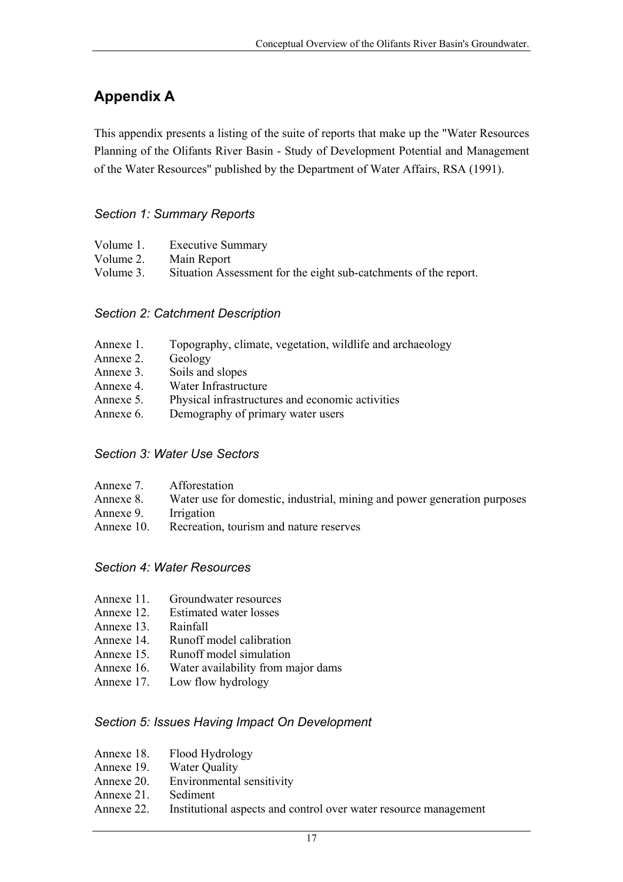# Appendix A

This appendix presents a listing of the suite of reports that make up the "Water Resources Planning of the Olifants River Basin - Study of Development Potential and Management of the Water Resources" published by the Department of Water Affairs, RSA (1991).

### *Section 1: Summary Reports*

| | |
|---|---|
| Volume 1. | Executive Summary |
| Volume 2. | Main Report |
| Volume 3. | Situation Assessment for the eight sub-catchments of the report. |

### *Section 2: Catchment Description*

| | |
|---|---|
| Annexe 1. | Topography, climate, vegetation, wildlife and archaeology |
| Annexe 2. | Geology |
| Annexe 3. | Soils and slopes |
| Annexe 4. | Water Infrastructure |
| Annexe 5. | Physical infrastructures and economic activities |
| Annexe 6. | Demography of primary water users |

### *Section 3: Water Use Sectors*

| | |
|---|---|
| Annexe 7. | Afforestation |
| Annexe 8. | Water use for domestic, industrial, mining and power generation purposes |
| Annexe 9. | Irrigation |
| Annexe 10. | Recreation, tourism and nature reserves |

### *Section 4: Water Resources*

| | |
|---|---|
| Annexe 11. | Groundwater resources |
| Annexe 12. | Estimated water losses |
| Annexe 13. | Rainfall |
| Annexe 14. | Runoff model calibration |
| Annexe 15. | Runoff model simulation |
| Annexe 16. | Water availability from major dams |
| Annexe 17. | Low flow hydrology |

### *Section 5: Issues Having Impact On Development*

| | |
|---|---|
| Annexe 18. | Flood Hydrology |
| Annexe 19. | Water Quality |
| Annexe 20. | Environmental sensitivity |
| Annexe 21. | Sediment |
| Annexe 22. | Institutional aspects and control over water resource management |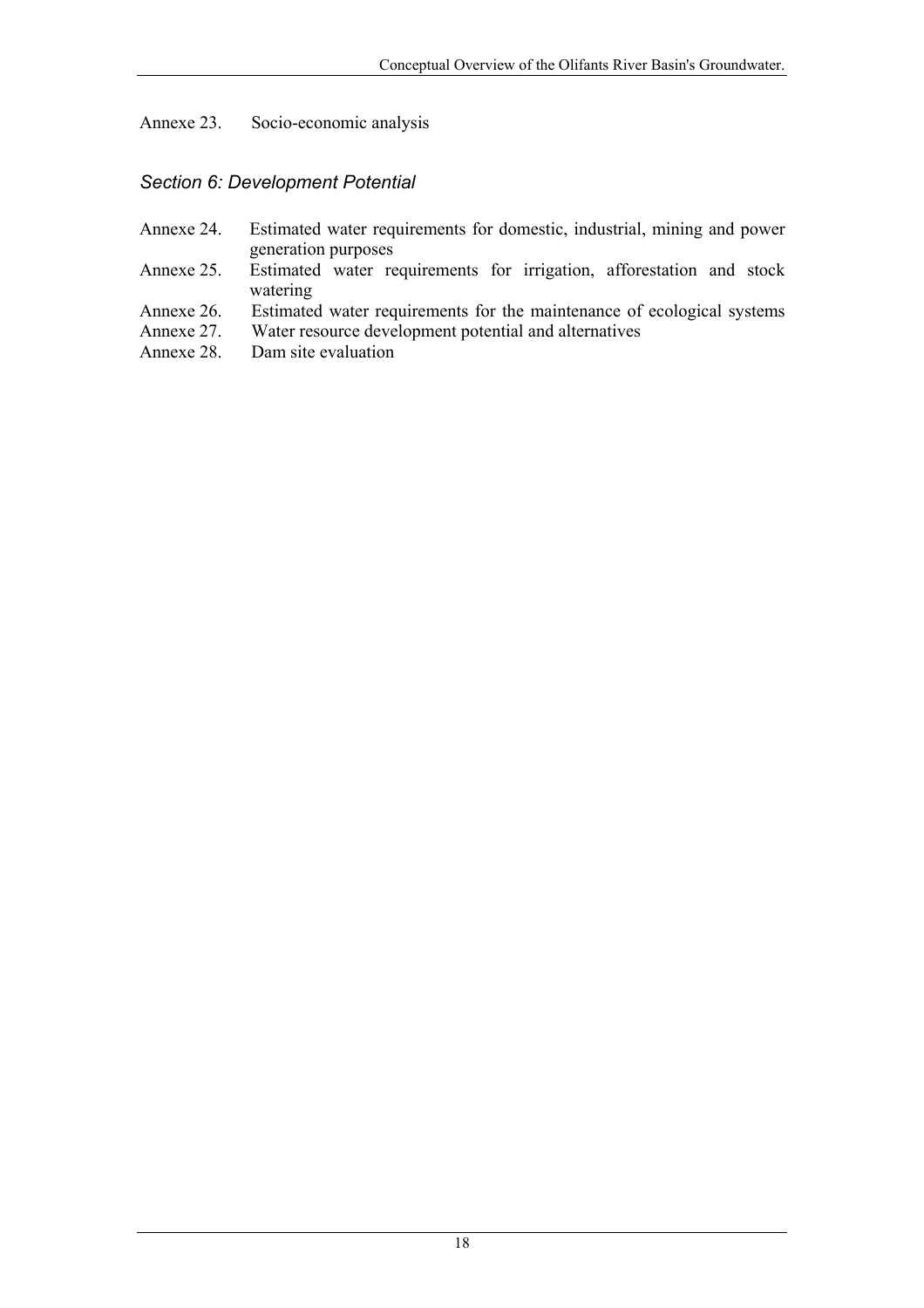Annexe 23. Socio-economic analysis

### *Section 6: Development Potential*

Annexe 24. Estimated water requirements for domestic, industrial, mining and power generation purposes

Annexe 25. Estimated water requirements for irrigation, afforestation and stock watering

Annexe 26. Estimated water requirements for the maintenance of ecological systems

Annexe 27. Water resource development potential and alternatives

Annexe 28. Dam site evaluation